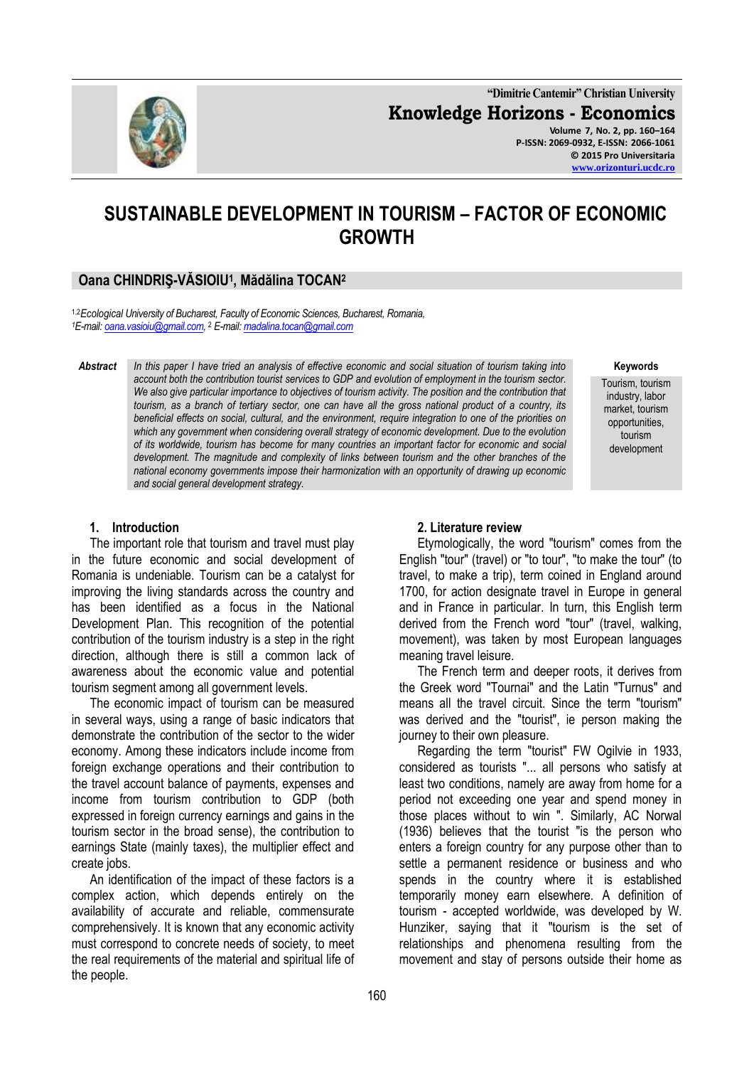# SUSTAINABLE DEVELOPMENT IN TOURISM – FACTOR OF ECONOMIC GROWTH

**Oana CHINDRIŞ-VĂSIOIU[1], Mădălina TOCAN[2]**

[1,2]*Ecological University of Bucharest, Faculty of Economic Sciences, Bucharest, Romania,*
[1]*E-mail: oana.vasioiu@gmail.com,* [2] *E-mail: madalina.tocan@gmail.com*

**Abstract** *In this paper I have tried an analysis of effective economic and social situation of tourism taking into account both the contribution tourist services to GDP and evolution of employment in the tourism sector. We also give particular importance to objectives of tourism activity. The position and the contribution that tourism, as a branch of tertiary sector, one can have all the gross national product of a country, its beneficial effects on social, cultural, and the environment, require integration to one of the priorities on which any government when considering overall strategy of economic development. Due to the evolution of its worldwide, tourism has become for many countries an important factor for economic and social development. The magnitude and complexity of links between tourism and the other branches of the national economy governments impose their harmonization with an opportunity of drawing up economic and social general development strategy.*

**Keywords**
Tourism, tourism industry, labor market, tourism opportunities, tourism development

## 1. Introduction

The important role that tourism and travel must play in the future economic and social development of Romania is undeniable. Tourism can be a catalyst for improving the living standards across the country and has been identified as a focus in the National Development Plan. This recognition of the potential contribution of the tourism industry is a step in the right direction, although there is still a common lack of awareness about the economic value and potential tourism segment among all government levels.

The economic impact of tourism can be measured in several ways, using a range of basic indicators that demonstrate the contribution of the sector to the wider economy. Among these indicators include income from foreign exchange operations and their contribution to the travel account balance of payments, expenses and income from tourism contribution to GDP (both expressed in foreign currency earnings and gains in the tourism sector in the broad sense), the contribution to earnings State (mainly taxes), the multiplier effect and create jobs.

An identification of the impact of these factors is a complex action, which depends entirely on the availability of accurate and reliable, commensurate comprehensively. It is known that any economic activity must correspond to concrete needs of society, to meet the real requirements of the material and spiritual life of the people.

## 2. Literature review

Etymologically, the word "tourism" comes from the English "tour" (travel) or "to tour", "to make the tour" (to travel, to make a trip), term coined in England around 1700, for action designate travel in Europe in general and in France in particular. In turn, this English term derived from the French word "tour" (travel, walking, movement), was taken by most European languages meaning travel leisure.

The French term and deeper roots, it derives from the Greek word "Tournai" and the Latin "Turnus" and means all the travel circuit. Since the term "tourism" was derived and the "tourist", ie person making the journey to their own pleasure.

Regarding the term "tourist" FW Ogilvie in 1933, considered as tourists "... all persons who satisfy at least two conditions, namely are away from home for a period not exceeding one year and spend money in those places without to win ". Similarly, AC Norwal (1936) believes that the tourist "is the person who enters a foreign country for any purpose other than to settle a permanent residence or business and who spends in the country where it is established temporarily money earn elsewhere. A definition of tourism - accepted worldwide, was developed by W. Hunziker, saying that it "tourism is the set of relationships and phenomena resulting from the movement and stay of persons outside their home as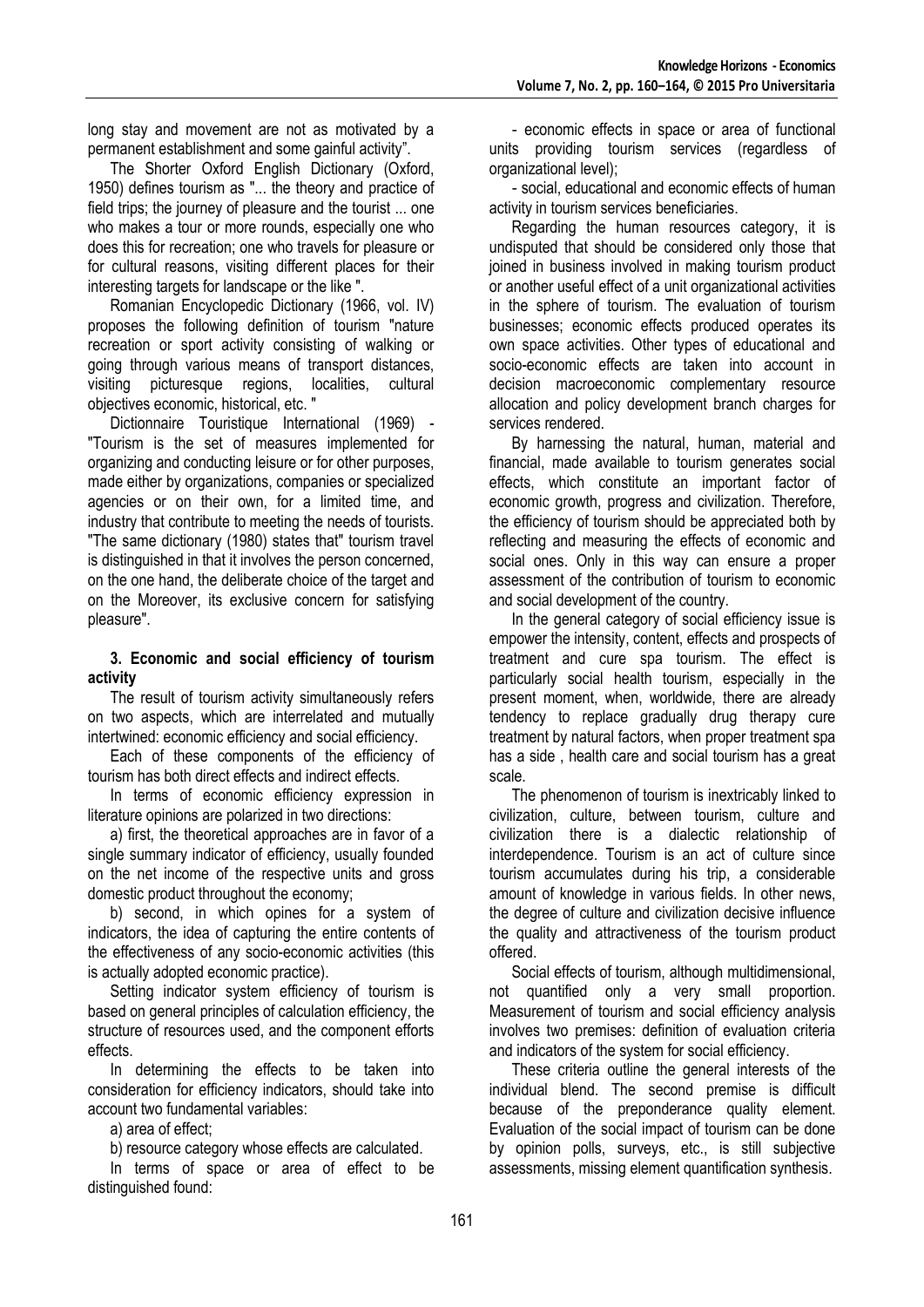long stay and movement are not as motivated by a permanent establishment and some gainful activity".

The Shorter Oxford English Dictionary (Oxford, 1950) defines tourism as "... the theory and practice of field trips; the journey of pleasure and the tourist ... one who makes a tour or more rounds, especially one who does this for recreation; one who travels for pleasure or for cultural reasons, visiting different places for their interesting targets for landscape or the like ".

Romanian Encyclopedic Dictionary (1966, vol. IV) proposes the following definition of tourism "nature recreation or sport activity consisting of walking or going through various means of transport distances, visiting picturesque regions, localities, cultural objectives economic, historical, etc. "

Dictionnaire Touristique International (1969) - "Tourism is the set of measures implemented for organizing and conducting leisure or for other purposes, made either by organizations, companies or specialized agencies or on their own, for a limited time, and industry that contribute to meeting the needs of tourists. "The same dictionary (1980) states that" tourism travel is distinguished in that it involves the person concerned, on the one hand, the deliberate choice of the target and on the Moreover, its exclusive concern for satisfying pleasure".

### 3. Economic and social efficiency of tourism activity

The result of tourism activity simultaneously refers on two aspects, which are interrelated and mutually intertwined: economic efficiency and social efficiency.

Each of these components of the efficiency of tourism has both direct effects and indirect effects.

In terms of economic efficiency expression in literature opinions are polarized in two directions:

a) first, the theoretical approaches are in favor of a single summary indicator of efficiency, usually founded on the net income of the respective units and gross domestic product throughout the economy;

b) second, in which opines for a system of indicators, the idea of capturing the entire contents of the effectiveness of any socio-economic activities (this is actually adopted economic practice).

Setting indicator system efficiency of tourism is based on general principles of calculation efficiency, the structure of resources used, and the component efforts effects.

In determining the effects to be taken into consideration for efficiency indicators, should take into account two fundamental variables:

a) area of effect;

b) resource category whose effects are calculated.

In terms of space or area of effect to be distinguished found:

- economic effects in space or area of functional units providing tourism services (regardless of organizational level);

- social, educational and economic effects of human activity in tourism services beneficiaries.

Regarding the human resources category, it is undisputed that should be considered only those that joined in business involved in making tourism product or another useful effect of a unit organizational activities in the sphere of tourism. The evaluation of tourism businesses; economic effects produced operates its own space activities. Other types of educational and socio-economic effects are taken into account in decision macroeconomic complementary resource allocation and policy development branch charges for services rendered.

By harnessing the natural, human, material and financial, made available to tourism generates social effects, which constitute an important factor of economic growth, progress and civilization. Therefore, the efficiency of tourism should be appreciated both by reflecting and measuring the effects of economic and social ones. Only in this way can ensure a proper assessment of the contribution of tourism to economic and social development of the country.

In the general category of social efficiency issue is empower the intensity, content, effects and prospects of treatment and cure spa tourism. The effect is particularly social health tourism, especially in the present moment, when, worldwide, there are already tendency to replace gradually drug therapy cure treatment by natural factors, when proper treatment spa has a side , health care and social tourism has a great scale.

The phenomenon of tourism is inextricably linked to civilization, culture, between tourism, culture and civilization there is a dialectic relationship of interdependence. Tourism is an act of culture since tourism accumulates during his trip, a considerable amount of knowledge in various fields. In other news, the degree of culture and civilization decisive influence the quality and attractiveness of the tourism product offered.

Social effects of tourism, although multidimensional, not quantified only a very small proportion. Measurement of tourism and social efficiency analysis involves two premises: definition of evaluation criteria and indicators of the system for social efficiency.

These criteria outline the general interests of the individual blend. The second premise is difficult because of the preponderance quality element. Evaluation of the social impact of tourism can be done by opinion polls, surveys, etc., is still subjective assessments, missing element quantification synthesis.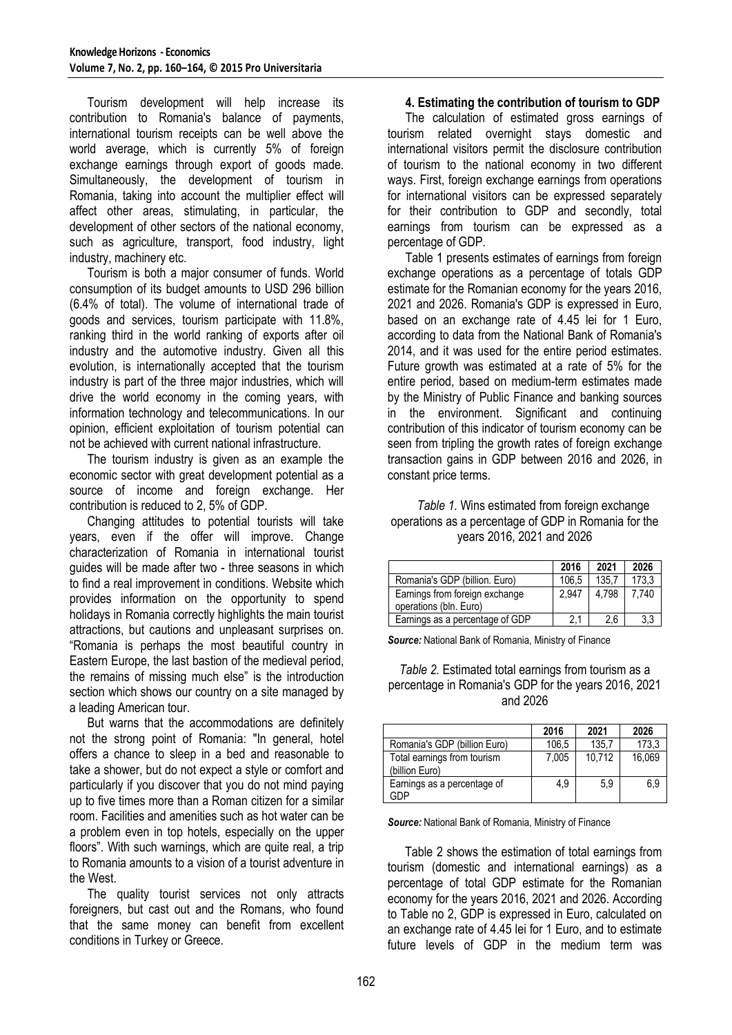Tourism development will help increase its contribution to Romania's balance of payments, international tourism receipts can be well above the world average, which is currently 5% of foreign exchange earnings through export of goods made. Simultaneously, the development of tourism in Romania, taking into account the multiplier effect will affect other areas, stimulating, in particular, the development of other sectors of the national economy, such as agriculture, transport, food industry, light industry, machinery etc.

Tourism is both a major consumer of funds. World consumption of its budget amounts to USD 296 billion (6.4% of total). The volume of international trade of goods and services, tourism participate with 11.8%, ranking third in the world ranking of exports after oil industry and the automotive industry. Given all this evolution, is internationally accepted that the tourism industry is part of the three major industries, which will drive the world economy in the coming years, with information technology and telecommunications. In our opinion, efficient exploitation of tourism potential can not be achieved with current national infrastructure.

The tourism industry is given as an example the economic sector with great development potential as a source of income and foreign exchange. Her contribution is reduced to 2, 5% of GDP.

Changing attitudes to potential tourists will take years, even if the offer will improve. Change characterization of Romania in international tourist guides will be made after two - three seasons in which to find a real improvement in conditions. Website which provides information on the opportunity to spend holidays in Romania correctly highlights the main tourist attractions, but cautions and unpleasant surprises on. "Romania is perhaps the most beautiful country in Eastern Europe, the last bastion of the medieval period, the remains of missing much else" is the introduction section which shows our country on a site managed by a leading American tour.

But warns that the accommodations are definitely not the strong point of Romania: "In general, hotel offers a chance to sleep in a bed and reasonable to take a shower, but do not expect a style or comfort and particularly if you discover that you do not mind paying up to five times more than a Roman citizen for a similar room. Facilities and amenities such as hot water can be a problem even in top hotels, especially on the upper floors". With such warnings, which are quite real, a trip to Romania amounts to a vision of a tourist adventure in the West.

The quality tourist services not only attracts foreigners, but cast out and the Romans, who found that the same money can benefit from excellent conditions in Turkey or Greece.

## 4. Estimating the contribution of tourism to GDP

The calculation of estimated gross earnings of tourism related overnight stays domestic and international visitors permit the disclosure contribution of tourism to the national economy in two different ways. First, foreign exchange earnings from operations for international visitors can be expressed separately for their contribution to GDP and secondly, total earnings from tourism can be expressed as a percentage of GDP.

Table 1 presents estimates of earnings from foreign exchange operations as a percentage of totals GDP estimate for the Romanian economy for the years 2016, 2021 and 2026. Romania's GDP is expressed in Euro, based on an exchange rate of 4.45 lei for 1 Euro, according to data from the National Bank of Romania's 2014, and it was used for the entire period estimates. Future growth was estimated at a rate of 5% for the entire period, based on medium-term estimates made by the Ministry of Public Finance and banking sources in the environment. Significant and continuing contribution of this indicator of tourism economy can be seen from tripling the growth rates of foreign exchange transaction gains in GDP between 2016 and 2026, in constant price terms.

*Table 1.* Wins estimated from foreign exchange operations as a percentage of GDP in Romania for the years 2016, 2021 and 2026

| | 2016 | 2021 | 2026 |
|---|---|---|---|
| Romania's GDP (billion. Euro) | 106,5 | 135,7 | 173,3 |
| Earnings from foreign exchange operations (bln. Euro) | 2,947 | 4,798 | 7,740 |
| Earnings as a percentage of GDP | 2,1 | 2,6 | 3,3 |

***Source:*** National Bank of Romania, Ministry of Finance

*Table 2.* Estimated total earnings from tourism as a percentage in Romania's GDP for the years 2016, 2021 and 2026

| | 2016 | 2021 | 2026 |
|---|---|---|---|
| Romania's GDP (billion Euro) | 106,5 | 135,7 | 173,3 |
| Total earnings from tourism (billion Euro) | 7,005 | 10,712 | 16,069 |
| Earnings as a percentage of GDP | 4,9 | 5,9 | 6,9 |

***Source:*** National Bank of Romania, Ministry of Finance

Table 2 shows the estimation of total earnings from tourism (domestic and international earnings) as a percentage of total GDP estimate for the Romanian economy for the years 2016, 2021 and 2026. According to Table no 2, GDP is expressed in Euro, calculated on an exchange rate of 4.45 lei for 1 Euro, and to estimate future levels of GDP in the medium term was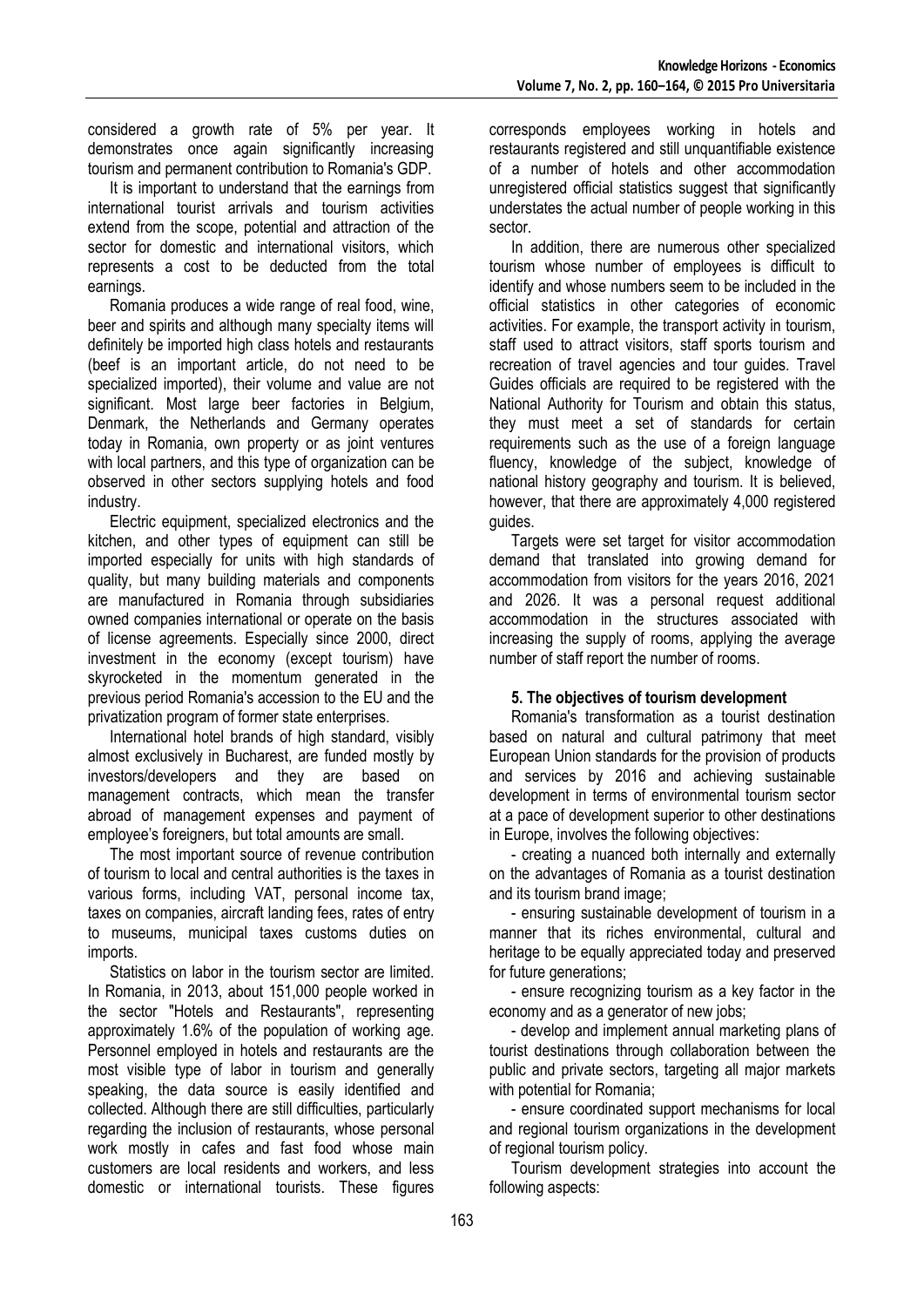considered a growth rate of 5% per year. It demonstrates once again significantly increasing tourism and permanent contribution to Romania's GDP.

It is important to understand that the earnings from international tourist arrivals and tourism activities extend from the scope, potential and attraction of the sector for domestic and international visitors, which represents a cost to be deducted from the total earnings.

Romania produces a wide range of real food, wine, beer and spirits and although many specialty items will definitely be imported high class hotels and restaurants (beef is an important article, do not need to be specialized imported), their volume and value are not significant. Most large beer factories in Belgium, Denmark, the Netherlands and Germany operates today in Romania, own property or as joint ventures with local partners, and this type of organization can be observed in other sectors supplying hotels and food industry.

Electric equipment, specialized electronics and the kitchen, and other types of equipment can still be imported especially for units with high standards of quality, but many building materials and components are manufactured in Romania through subsidiaries owned companies international or operate on the basis of license agreements. Especially since 2000, direct investment in the economy (except tourism) have skyrocketed in the momentum generated in the previous period Romania's accession to the EU and the privatization program of former state enterprises.

International hotel brands of high standard, visibly almost exclusively in Bucharest, are funded mostly by investors/developers and they are based on management contracts, which mean the transfer abroad of management expenses and payment of employee's foreigners, but total amounts are small.

The most important source of revenue contribution of tourism to local and central authorities is the taxes in various forms, including VAT, personal income tax, taxes on companies, aircraft landing fees, rates of entry to museums, municipal taxes customs duties on imports.

Statistics on labor in the tourism sector are limited. In Romania, in 2013, about 151,000 people worked in the sector "Hotels and Restaurants", representing approximately 1.6% of the population of working age. Personnel employed in hotels and restaurants are the most visible type of labor in tourism and generally speaking, the data source is easily identified and collected. Although there are still difficulties, particularly regarding the inclusion of restaurants, whose personal work mostly in cafes and fast food whose main customers are local residents and workers, and less domestic or international tourists. These figures corresponds employees working in hotels and restaurants registered and still unquantifiable existence of a number of hotels and other accommodation unregistered official statistics suggest that significantly understates the actual number of people working in this sector.

In addition, there are numerous other specialized tourism whose number of employees is difficult to identify and whose numbers seem to be included in the official statistics in other categories of economic activities. For example, the transport activity in tourism, staff used to attract visitors, staff sports tourism and recreation of travel agencies and tour guides. Travel Guides officials are required to be registered with the National Authority for Tourism and obtain this status, they must meet a set of standards for certain requirements such as the use of a foreign language fluency, knowledge of the subject, knowledge of national history geography and tourism. It is believed, however, that there are approximately 4,000 registered guides.

Targets were set target for visitor accommodation demand that translated into growing demand for accommodation from visitors for the years 2016, 2021 and 2026. It was a personal request additional accommodation in the structures associated with increasing the supply of rooms, applying the average number of staff report the number of rooms.

## 5. The objectives of tourism development

Romania's transformation as a tourist destination based on natural and cultural patrimony that meet European Union standards for the provision of products and services by 2016 and achieving sustainable development in terms of environmental tourism sector at a pace of development superior to other destinations in Europe, involves the following objectives:

- creating a nuanced both internally and externally on the advantages of Romania as a tourist destination and its tourism brand image;
- ensuring sustainable development of tourism in a manner that its riches environmental, cultural and heritage to be equally appreciated today and preserved for future generations;
- ensure recognizing tourism as a key factor in the economy and as a generator of new jobs;
- develop and implement annual marketing plans of tourist destinations through collaboration between the public and private sectors, targeting all major markets with potential for Romania;
- ensure coordinated support mechanisms for local and regional tourism organizations in the development of regional tourism policy.

Tourism development strategies into account the following aspects: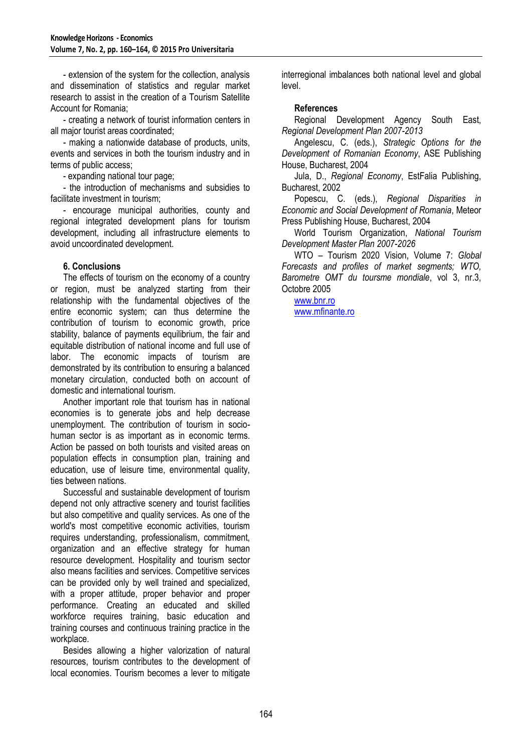- extension of the system for the collection, analysis and dissemination of statistics and regular market research to assist in the creation of a Tourism Satellite Account for Romania;

- creating a network of tourist information centers in all major tourist areas coordinated;

- making a nationwide database of products, units, events and services in both the tourism industry and in terms of public access;

- expanding national tour page;

- the introduction of mechanisms and subsidies to facilitate investment in tourism;

- encourage municipal authorities, county and regional integrated development plans for tourism development, including all infrastructure elements to avoid uncoordinated development.

## 6. Conclusions

The effects of tourism on the economy of a country or region, must be analyzed starting from their relationship with the fundamental objectives of the entire economic system; can thus determine the contribution of tourism to economic growth, price stability, balance of payments equilibrium, the fair and equitable distribution of national income and full use of labor. The economic impacts of tourism are demonstrated by its contribution to ensuring a balanced monetary circulation, conducted both on account of domestic and international tourism.

Another important role that tourism has in national economies is to generate jobs and help decrease unemployment. The contribution of tourism in socio-human sector is as important as in economic terms. Action be passed on both tourists and visited areas on population effects in consumption plan, training and education, use of leisure time, environmental quality, ties between nations.

Successful and sustainable development of tourism depend not only attractive scenery and tourist facilities but also competitive and quality services. As one of the world's most competitive economic activities, tourism requires understanding, professionalism, commitment, organization and an effective strategy for human resource development. Hospitality and tourism sector also means facilities and services. Competitive services can be provided only by well trained and specialized, with a proper attitude, proper behavior and proper performance. Creating an educated and skilled workforce requires training, basic education and training courses and continuous training practice in the workplace.

Besides allowing a higher valorization of natural resources, tourism contributes to the development of local economies. Tourism becomes a lever to mitigate interregional imbalances both national level and global level.

## References

Regional Development Agency South East, *Regional Development Plan 2007-2013*

Angelescu, C. (eds.), *Strategic Options for the Development of Romanian Economy*, ASE Publishing House, Bucharest, 2004

Jula, D., *Regional Economy*, EstFalia Publishing, Bucharest, 2002

Popescu, C. (eds.), *Regional Disparities in Economic and Social Development of Romania*, Meteor Press Publishing House, Bucharest, 2004

World Tourism Organization, *National Tourism Development Master Plan 2007-2026*

WTO – Tourism 2020 Vision, Volume 7: *Global Forecasts and profiles of market segments; WTO, Barometre OMT du toursme mondiale*, vol 3, nr.3, Octobre 2005

www.bnr.ro

www.mfinante.ro